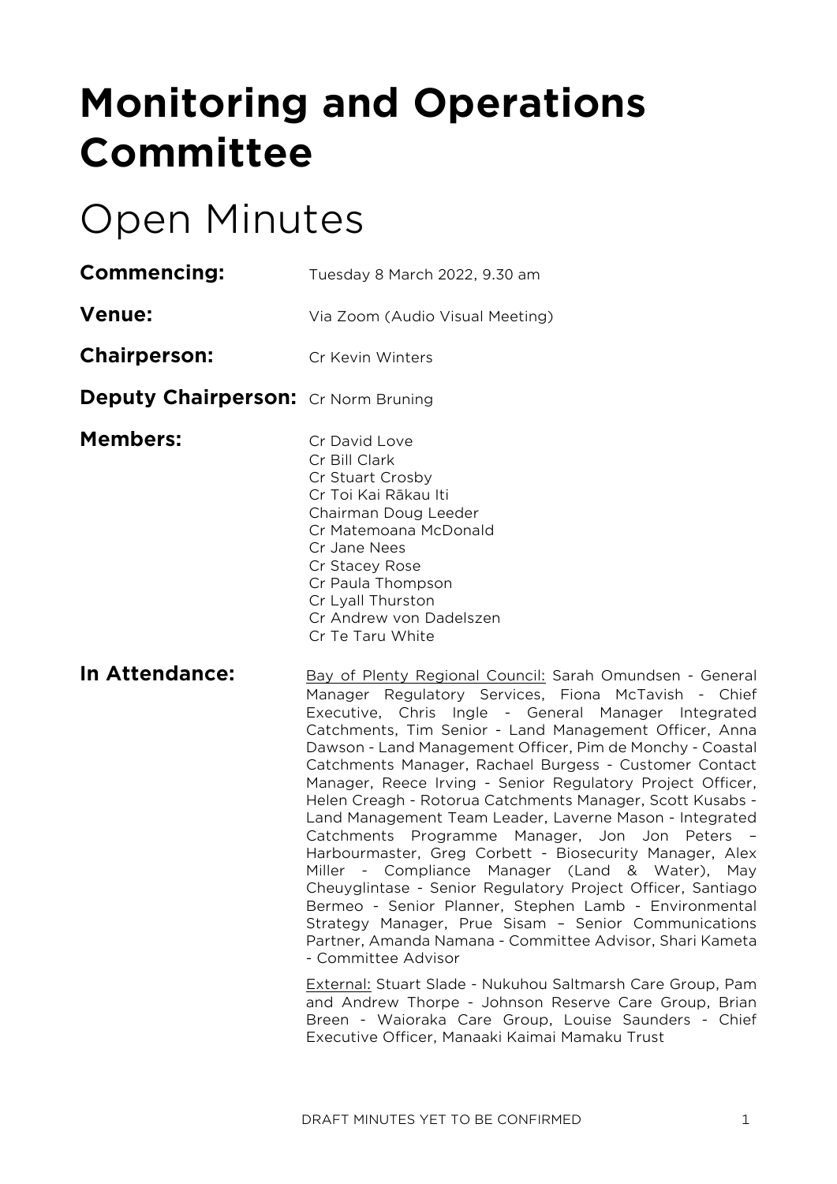# Monitoring and Operations Committee

# Open Minutes

**Commencing:** Tuesday 8 March 2022, 9.30 am

**Venue:** Via Zoom (Audio Visual Meeting)

**Chairperson:** Cr Kevin Winters

**Deputy Chairperson:** Cr Norm Bruning

**Members:**
Cr David Love
Cr Bill Clark
Cr Stuart Crosby
Cr Toi Kai Rākau Iti
Chairman Doug Leeder
Cr Matemoana McDonald
Cr Jane Nees
Cr Stacey Rose
Cr Paula Thompson
Cr Lyall Thurston
Cr Andrew von Dadelszen
Cr Te Taru White

**In Attendance:**

Bay of Plenty Regional Council: Sarah Omundsen - General Manager Regulatory Services, Fiona McTavish - Chief Executive, Chris Ingle - General Manager Integrated Catchments, Tim Senior - Land Management Officer, Anna Dawson - Land Management Officer, Pim de Monchy - Coastal Catchments Manager, Rachael Burgess - Customer Contact Manager, Reece Irving - Senior Regulatory Project Officer, Helen Creagh - Rotorua Catchments Manager, Scott Kusabs - Land Management Team Leader, Laverne Mason - Integrated Catchments Programme Manager, Jon Jon Peters – Harbourmaster, Greg Corbett - Biosecurity Manager, Alex Miller - Compliance Manager (Land & Water), May Cheuyglintase - Senior Regulatory Project Officer, Santiago Bermeo - Senior Planner, Stephen Lamb - Environmental Strategy Manager, Prue Sisam – Senior Communications Partner, Amanda Namana - Committee Advisor, Shari Kameta - Committee Advisor

External: Stuart Slade - Nukuhou Saltmarsh Care Group, Pam and Andrew Thorpe - Johnson Reserve Care Group, Brian Breen - Waioraka Care Group, Louise Saunders - Chief Executive Officer, Manaaki Kaimai Mamaku Trust

DRAFT MINUTES YET TO BE CONFIRMED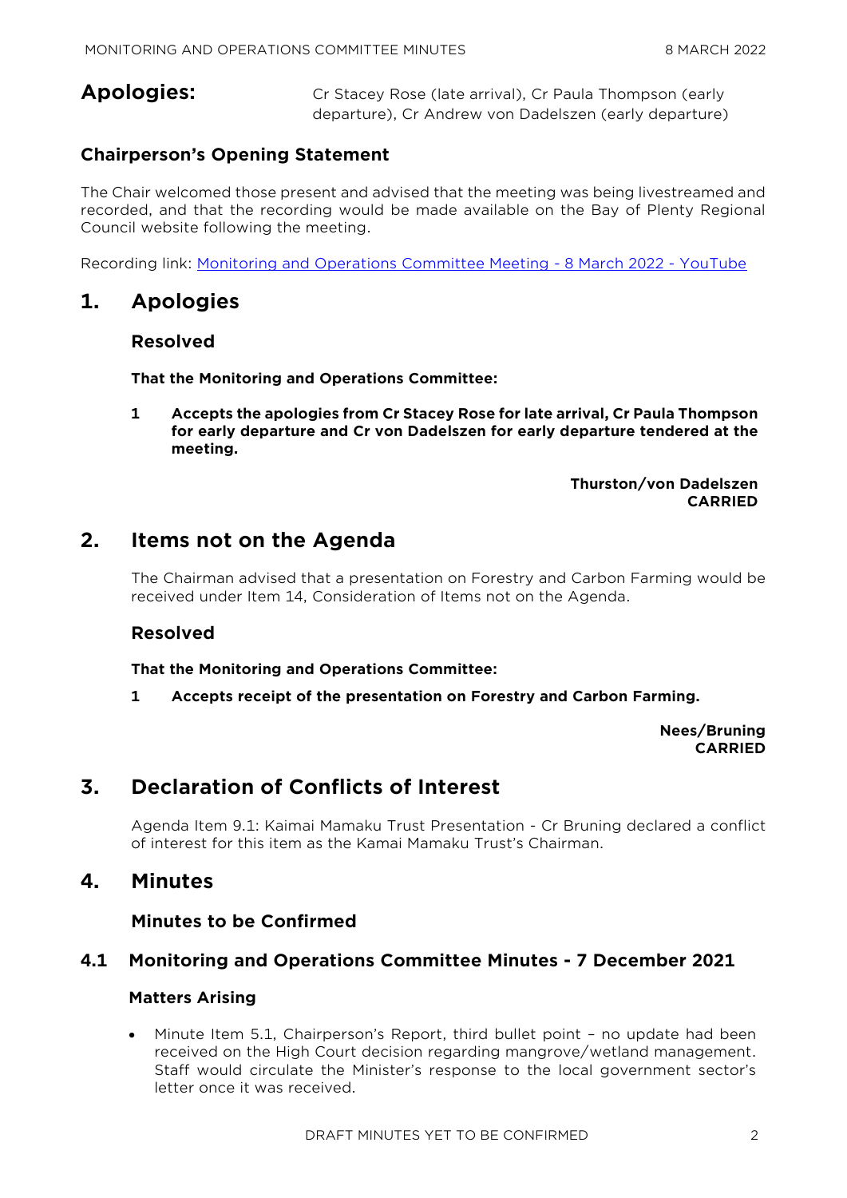**Apologies:** Cr Stacey Rose (late arrival), Cr Paula Thompson (early departure), Cr Andrew von Dadelszen (early departure)

## Chairperson's Opening Statement

The Chair welcomed those present and advised that the meeting was being livestreamed and recorded, and that the recording would be made available on the Bay of Plenty Regional Council website following the meeting.

Recording link: [Monitoring and Operations Committee Meeting - 8 March 2022 - YouTube]

# 1. Apologies

### Resolved

**That the Monitoring and Operations Committee:**

**1 Accepts the apologies from Cr Stacey Rose for late arrival, Cr Paula Thompson for early departure and Cr von Dadelszen for early departure tendered at the meeting.**

**Thurston/von Dadelszen**
**CARRIED**

# 2. Items not on the Agenda

The Chairman advised that a presentation on Forestry and Carbon Farming would be received under Item 14, Consideration of Items not on the Agenda.

### Resolved

**That the Monitoring and Operations Committee:**

**1 Accepts receipt of the presentation on Forestry and Carbon Farming.**

**Nees/Bruning**
**CARRIED**

# 3. Declaration of Conflicts of Interest

Agenda Item 9.1: Kaimai Mamaku Trust Presentation - Cr Bruning declared a conflict of interest for this item as the Kamai Mamaku Trust's Chairman.

# 4. Minutes

### Minutes to be Confirmed

## 4.1 Monitoring and Operations Committee Minutes - 7 December 2021

### Matters Arising

- Minute Item 5.1, Chairperson's Report, third bullet point – no update had been received on the High Court decision regarding mangrove/wetland management. Staff would circulate the Minister's response to the local government sector's letter once it was received.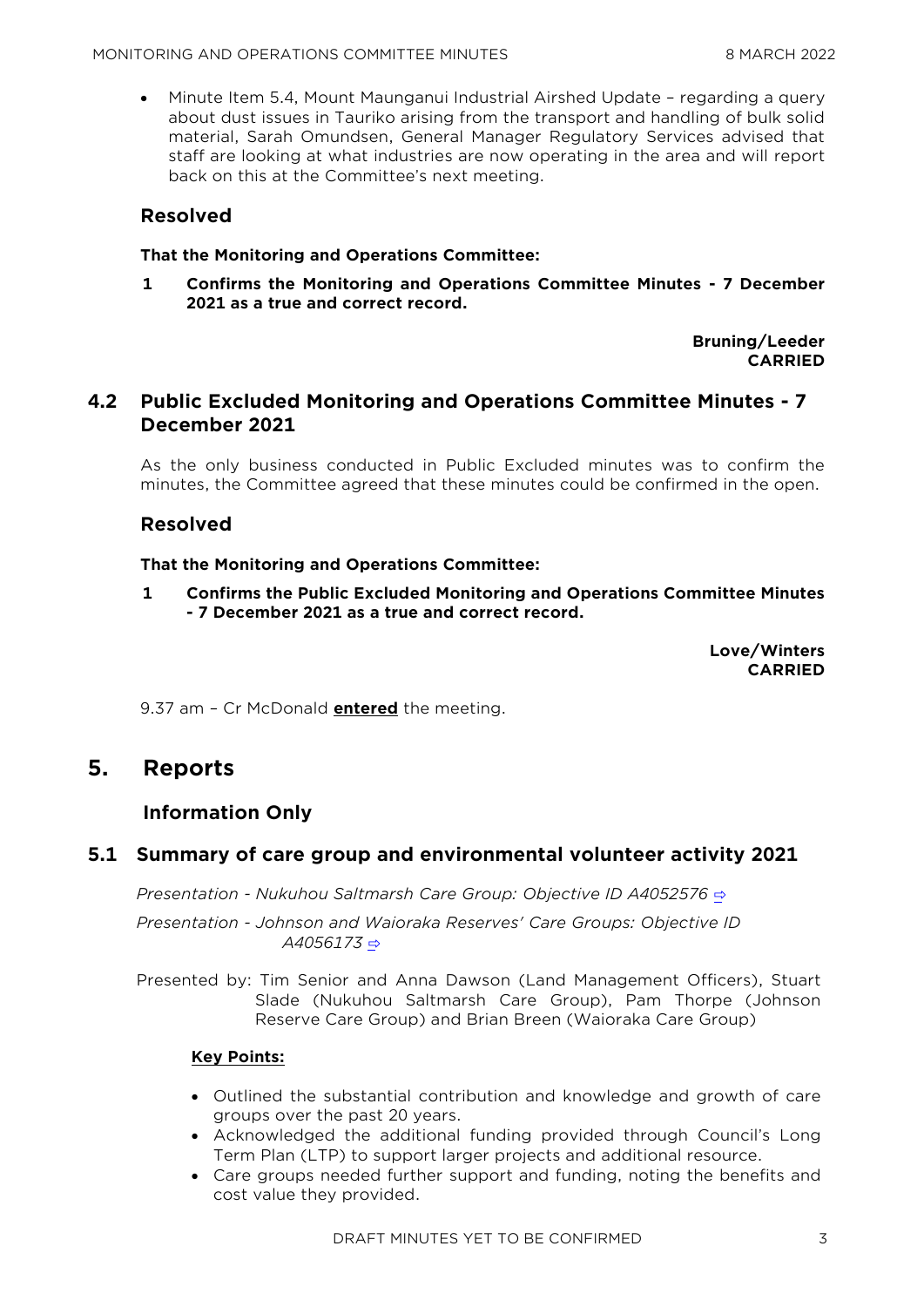- Minute Item 5.4, Mount Maunganui Industrial Airshed Update – regarding a query about dust issues in Tauriko arising from the transport and handling of bulk solid material, Sarah Omundsen, General Manager Regulatory Services advised that staff are looking at what industries are now operating in the area and will report back on this at the Committee's next meeting.

### Resolved

**That the Monitoring and Operations Committee:**

**1 Confirms the Monitoring and Operations Committee Minutes - 7 December 2021 as a true and correct record.**

**Bruning/Leeder**
**CARRIED**

## 4.2 Public Excluded Monitoring and Operations Committee Minutes - 7 December 2021

As the only business conducted in Public Excluded minutes was to confirm the minutes, the Committee agreed that these minutes could be confirmed in the open.

### Resolved

**That the Monitoring and Operations Committee:**

**1 Confirms the Public Excluded Monitoring and Operations Committee Minutes - 7 December 2021 as a true and correct record.**

**Love/Winters**
**CARRIED**

9.37 am – Cr McDonald **entered** the meeting.

# 5. Reports

### Information Only

## 5.1 Summary of care group and environmental volunteer activity 2021

*Presentation - Nukuhou Saltmarsh Care Group: Objective ID A4052576* ⇨

*Presentation - Johnson and Waioraka Reserves' Care Groups: Objective ID A4056173* ⇨

Presented by: Tim Senior and Anna Dawson (Land Management Officers), Stuart Slade (Nukuhou Saltmarsh Care Group), Pam Thorpe (Johnson Reserve Care Group) and Brian Breen (Waioraka Care Group)

**Key Points:**

- Outlined the substantial contribution and knowledge and growth of care groups over the past 20 years.
- Acknowledged the additional funding provided through Council's Long Term Plan (LTP) to support larger projects and additional resource.
- Care groups needed further support and funding, noting the benefits and cost value they provided.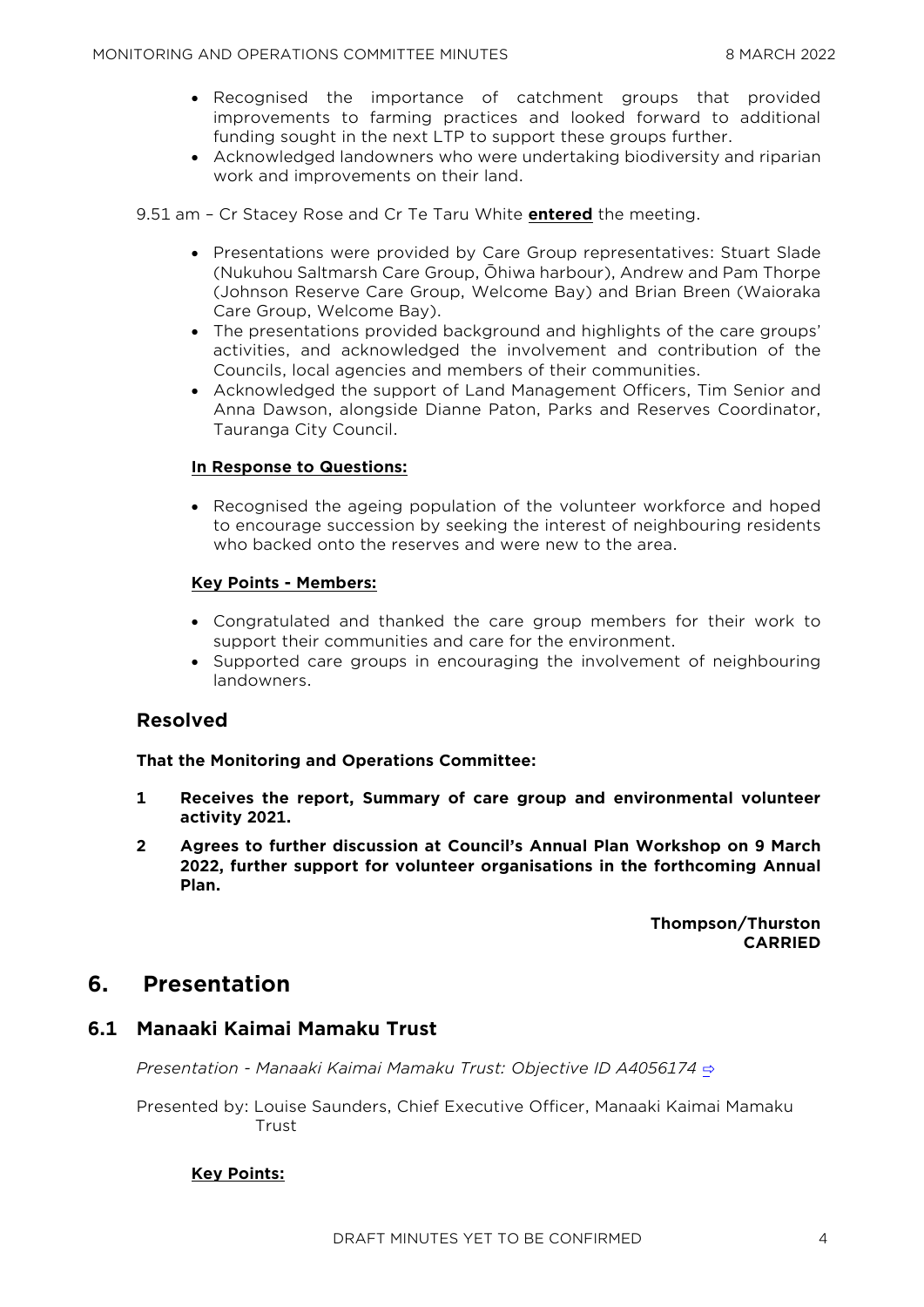- Recognised the importance of catchment groups that provided improvements to farming practices and looked forward to additional funding sought in the next LTP to support these groups further.
- Acknowledged landowners who were undertaking biodiversity and riparian work and improvements on their land.

9.51 am – Cr Stacey Rose and Cr Te Taru White **entered** the meeting.

- Presentations were provided by Care Group representatives: Stuart Slade (Nukuhou Saltmarsh Care Group, Ōhiwa harbour), Andrew and Pam Thorpe (Johnson Reserve Care Group, Welcome Bay) and Brian Breen (Waioraka Care Group, Welcome Bay).
- The presentations provided background and highlights of the care groups' activities, and acknowledged the involvement and contribution of the Councils, local agencies and members of their communities.
- Acknowledged the support of Land Management Officers, Tim Senior and Anna Dawson, alongside Dianne Paton, Parks and Reserves Coordinator, Tauranga City Council.

**In Response to Questions:**

- Recognised the ageing population of the volunteer workforce and hoped to encourage succession by seeking the interest of neighbouring residents who backed onto the reserves and were new to the area.

**Key Points - Members:**

- Congratulated and thanked the care group members for their work to support their communities and care for the environment.
- Supported care groups in encouraging the involvement of neighbouring landowners.

### Resolved

**That the Monitoring and Operations Committee:**

**1 Receives the report, Summary of care group and environmental volunteer activity 2021.**

**2 Agrees to further discussion at Council's Annual Plan Workshop on 9 March 2022, further support for volunteer organisations in the forthcoming Annual Plan.**

**Thompson/Thurston**
**CARRIED**

## 6. Presentation

### 6.1 Manaaki Kaimai Mamaku Trust

*Presentation - Manaaki Kaimai Mamaku Trust: Objective ID A4056174* ⇨

Presented by: Louise Saunders, Chief Executive Officer, Manaaki Kaimai Mamaku Trust

**Key Points:**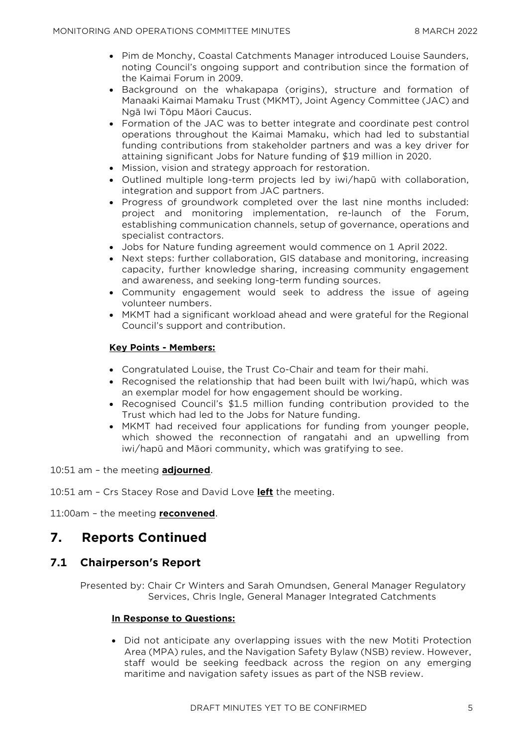- Pim de Monchy, Coastal Catchments Manager introduced Louise Saunders, noting Council's ongoing support and contribution since the formation of the Kaimai Forum in 2009.
- Background on the whakapapa (origins), structure and formation of Manaaki Kaimai Mamaku Trust (MKMT), Joint Agency Committee (JAC) and Ngā Iwi Tōpu Māori Caucus.
- Formation of the JAC was to better integrate and coordinate pest control operations throughout the Kaimai Mamaku, which had led to substantial funding contributions from stakeholder partners and was a key driver for attaining significant Jobs for Nature funding of $19 million in 2020.
- Mission, vision and strategy approach for restoration.
- Outlined multiple long-term projects led by iwi/hapū with collaboration, integration and support from JAC partners.
- Progress of groundwork completed over the last nine months included: project and monitoring implementation, re-launch of the Forum, establishing communication channels, setup of governance, operations and specialist contractors.
- Jobs for Nature funding agreement would commence on 1 April 2022.
- Next steps: further collaboration, GIS database and monitoring, increasing capacity, further knowledge sharing, increasing community engagement and awareness, and seeking long-term funding sources.
- Community engagement would seek to address the issue of ageing volunteer numbers.
- MKMT had a significant workload ahead and were grateful for the Regional Council's support and contribution.

**Key Points - Members:**

- Congratulated Louise, the Trust Co-Chair and team for their mahi.
- Recognised the relationship that had been built with Iwi/hapū, which was an exemplar model for how engagement should be working.
- Recognised Council's $1.5 million funding contribution provided to the Trust which had led to the Jobs for Nature funding.
- MKMT had received four applications for funding from younger people, which showed the reconnection of rangatahi and an upwelling from iwi/hapū and Māori community, which was gratifying to see.

10:51 am – the meeting **adjourned**.

10:51 am – Crs Stacey Rose and David Love **left** the meeting.

11:00am – the meeting **reconvened**.

# 7. Reports Continued

## 7.1 Chairperson's Report

Presented by: Chair Cr Winters and Sarah Omundsen, General Manager Regulatory Services, Chris Ingle, General Manager Integrated Catchments

**In Response to Questions:**

- Did not anticipate any overlapping issues with the new Motiti Protection Area (MPA) rules, and the Navigation Safety Bylaw (NSB) review. However, staff would be seeking feedback across the region on any emerging maritime and navigation safety issues as part of the NSB review.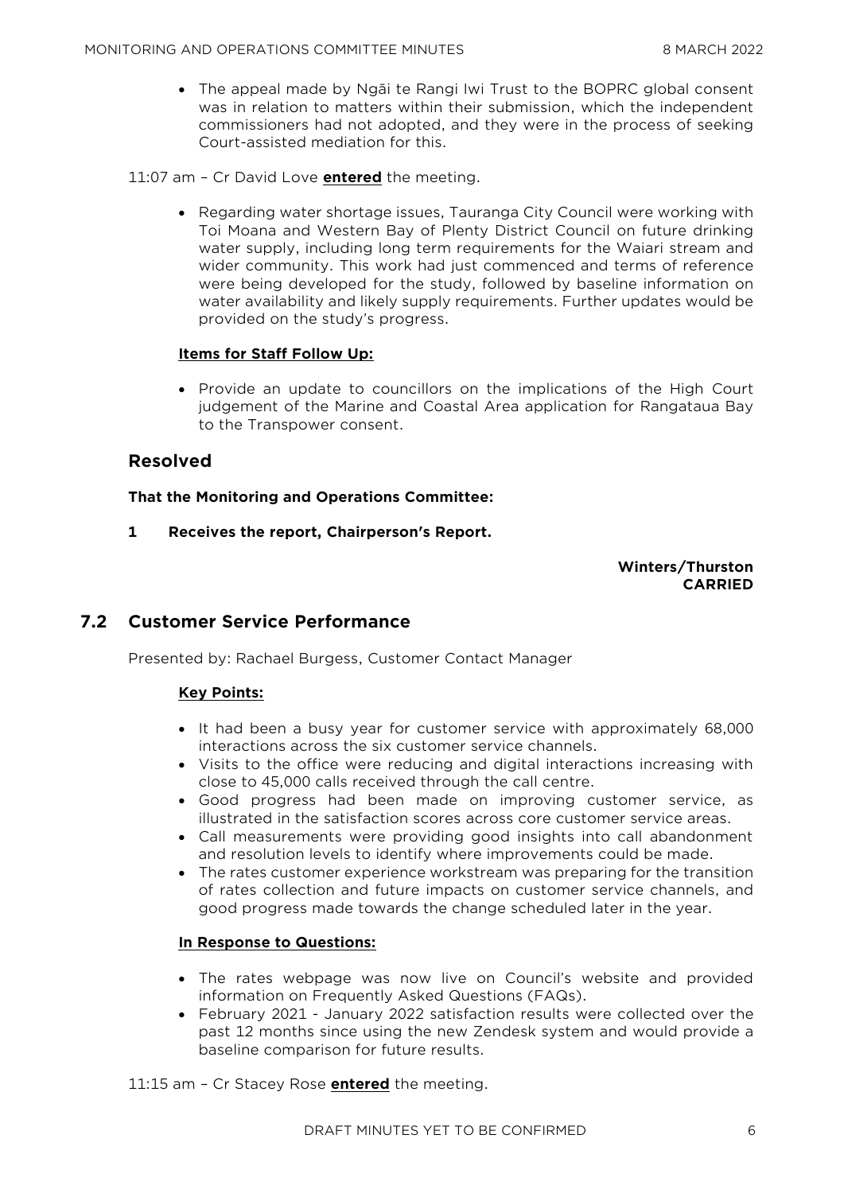- The appeal made by Ngāi te Rangi Iwi Trust to the BOPRC global consent was in relation to matters within their submission, which the independent commissioners had not adopted, and they were in the process of seeking Court-assisted mediation for this.

11:07 am – Cr David Love **entered** the meeting.

- Regarding water shortage issues, Tauranga City Council were working with Toi Moana and Western Bay of Plenty District Council on future drinking water supply, including long term requirements for the Waiari stream and wider community. This work had just commenced and terms of reference were being developed for the study, followed by baseline information on water availability and likely supply requirements. Further updates would be provided on the study's progress.

**Items for Staff Follow Up:**

- Provide an update to councillors on the implications of the High Court judgement of the Marine and Coastal Area application for Rangataua Bay to the Transpower consent.

## Resolved

**That the Monitoring and Operations Committee:**

**1 Receives the report, Chairperson's Report.**

**Winters/Thurston**
**CARRIED**

## 7.2 Customer Service Performance

Presented by: Rachael Burgess, Customer Contact Manager

**Key Points:**

- It had been a busy year for customer service with approximately 68,000 interactions across the six customer service channels.
- Visits to the office were reducing and digital interactions increasing with close to 45,000 calls received through the call centre.
- Good progress had been made on improving customer service, as illustrated in the satisfaction scores across core customer service areas.
- Call measurements were providing good insights into call abandonment and resolution levels to identify where improvements could be made.
- The rates customer experience workstream was preparing for the transition of rates collection and future impacts on customer service channels, and good progress made towards the change scheduled later in the year.

**In Response to Questions:**

- The rates webpage was now live on Council's website and provided information on Frequently Asked Questions (FAQs).
- February 2021 - January 2022 satisfaction results were collected over the past 12 months since using the new Zendesk system and would provide a baseline comparison for future results.

11:15 am – Cr Stacey Rose **entered** the meeting.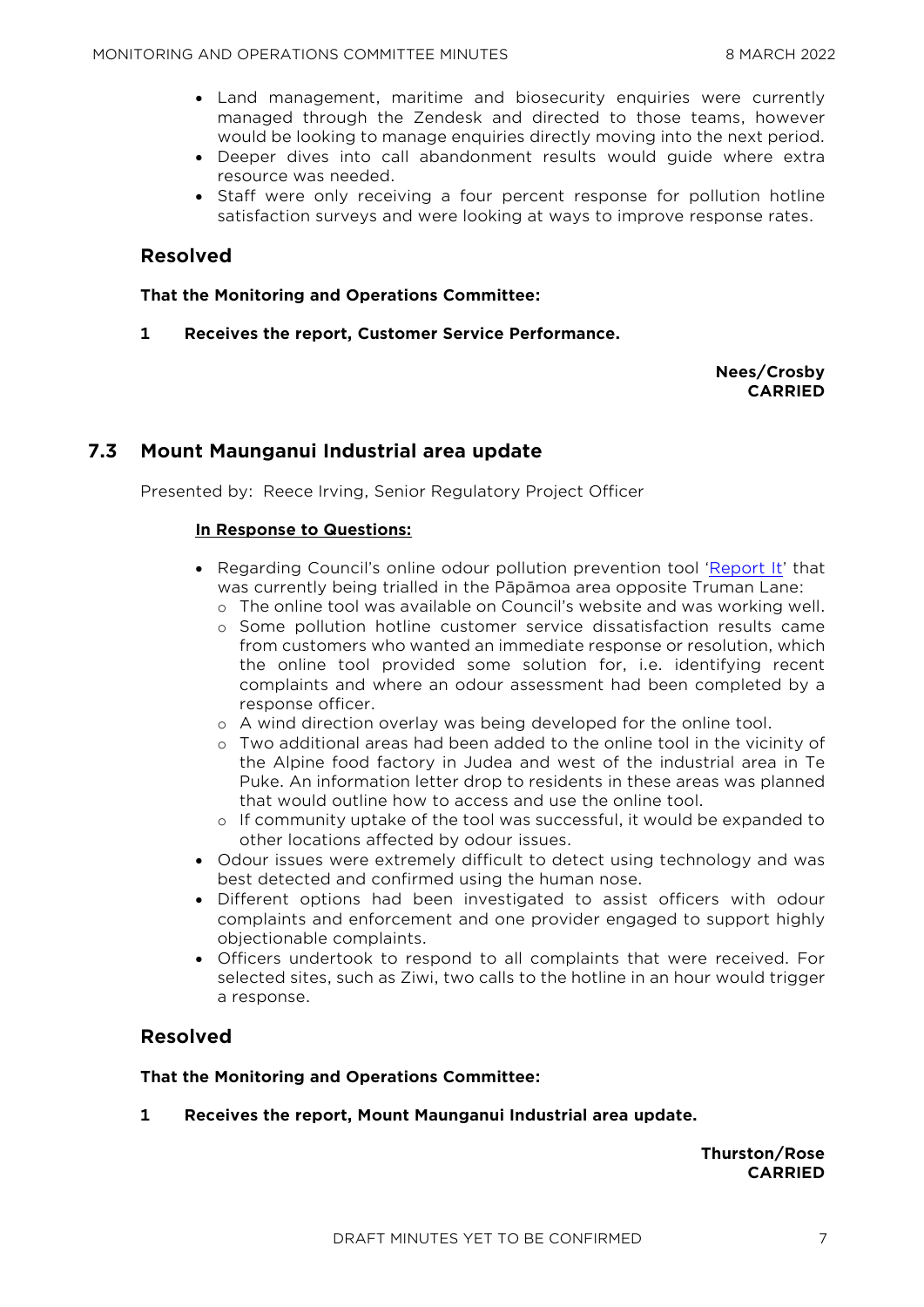- Land management, maritime and biosecurity enquiries were currently managed through the Zendesk and directed to those teams, however would be looking to manage enquiries directly moving into the next period.
- Deeper dives into call abandonment results would guide where extra resource was needed.
- Staff were only receiving a four percent response for pollution hotline satisfaction surveys and were looking at ways to improve response rates.

## Resolved

**That the Monitoring and Operations Committee:**

**1 Receives the report, Customer Service Performance.**

**Nees/Crosby**
**CARRIED**

## 7.3 Mount Maunganui Industrial area update

Presented by: Reece Irving, Senior Regulatory Project Officer

**In Response to Questions:**

- Regarding Council's online odour pollution prevention tool 'Report It' that was currently being trialled in the Pāpāmoa area opposite Truman Lane:
  - The online tool was available on Council's website and was working well.
  - Some pollution hotline customer service dissatisfaction results came from customers who wanted an immediate response or resolution, which the online tool provided some solution for, i.e. identifying recent complaints and where an odour assessment had been completed by a response officer.
  - A wind direction overlay was being developed for the online tool.
  - Two additional areas had been added to the online tool in the vicinity of the Alpine food factory in Judea and west of the industrial area in Te Puke. An information letter drop to residents in these areas was planned that would outline how to access and use the online tool.
  - If community uptake of the tool was successful, it would be expanded to other locations affected by odour issues.
- Odour issues were extremely difficult to detect using technology and was best detected and confirmed using the human nose.
- Different options had been investigated to assist officers with odour complaints and enforcement and one provider engaged to support highly objectionable complaints.
- Officers undertook to respond to all complaints that were received. For selected sites, such as Ziwi, two calls to the hotline in an hour would trigger a response.

## Resolved

**That the Monitoring and Operations Committee:**

**1 Receives the report, Mount Maunganui Industrial area update.**

**Thurston/Rose**
**CARRIED**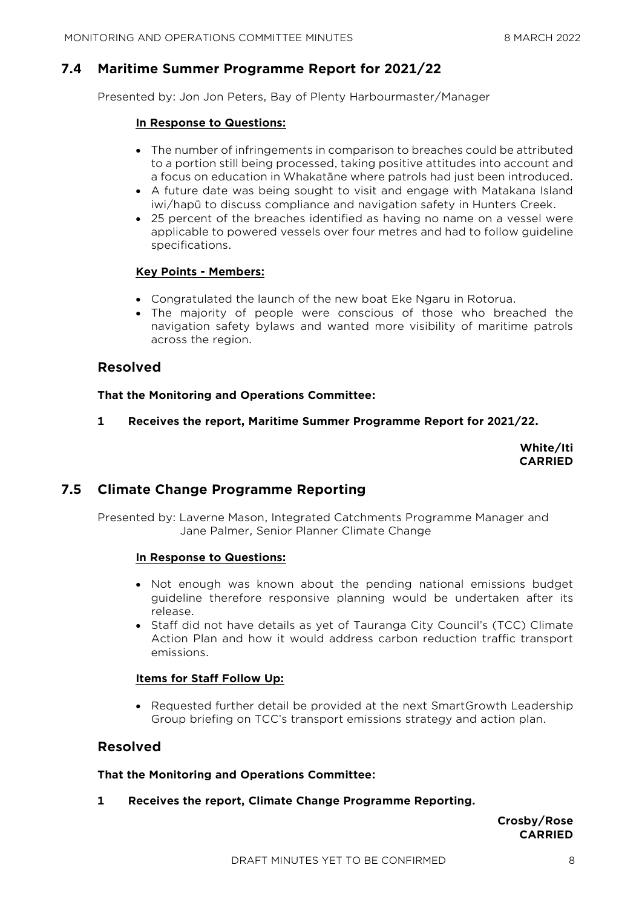## 7.4 Maritime Summer Programme Report for 2021/22

Presented by: Jon Jon Peters, Bay of Plenty Harbourmaster/Manager

**In Response to Questions:**

- The number of infringements in comparison to breaches could be attributed to a portion still being processed, taking positive attitudes into account and a focus on education in Whakatāne where patrols had just been introduced.
- A future date was being sought to visit and engage with Matakana Island iwi/hapū to discuss compliance and navigation safety in Hunters Creek.
- 25 percent of the breaches identified as having no name on a vessel were applicable to powered vessels over four metres and had to follow guideline specifications.

**Key Points - Members:**

- Congratulated the launch of the new boat Eke Ngaru in Rotorua.
- The majority of people were conscious of those who breached the navigation safety bylaws and wanted more visibility of maritime patrols across the region.

### Resolved

**That the Monitoring and Operations Committee:**

**1 Receives the report, Maritime Summer Programme Report for 2021/22.**

**White/Iti**
**CARRIED**

## 7.5 Climate Change Programme Reporting

Presented by: Laverne Mason, Integrated Catchments Programme Manager and Jane Palmer, Senior Planner Climate Change

**In Response to Questions:**

- Not enough was known about the pending national emissions budget guideline therefore responsive planning would be undertaken after its release.
- Staff did not have details as yet of Tauranga City Council's (TCC) Climate Action Plan and how it would address carbon reduction traffic transport emissions.

**Items for Staff Follow Up:**

- Requested further detail be provided at the next SmartGrowth Leadership Group briefing on TCC's transport emissions strategy and action plan.

### Resolved

**That the Monitoring and Operations Committee:**

**1 Receives the report, Climate Change Programme Reporting.**

**Crosby/Rose**
**CARRIED**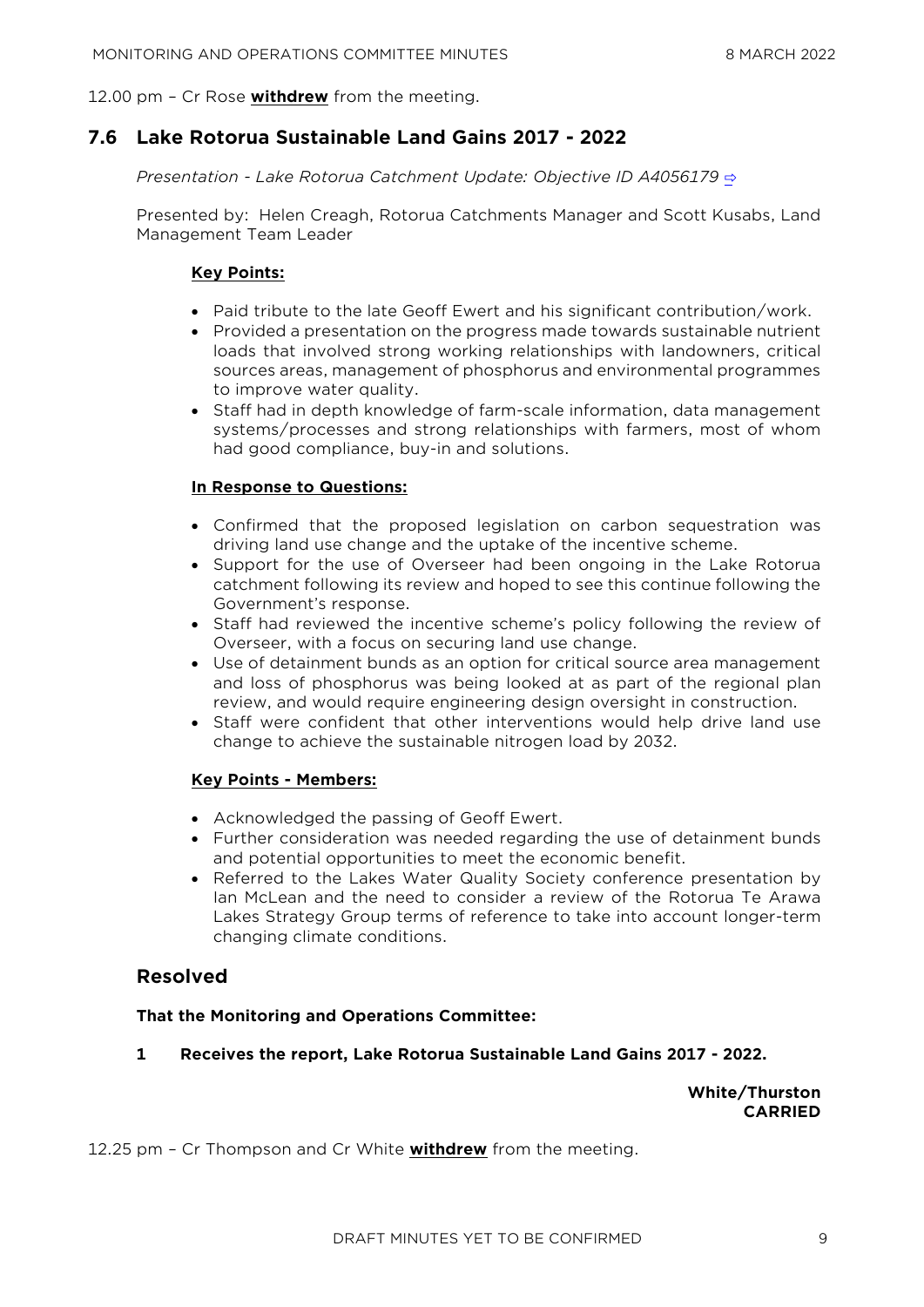12.00 pm – Cr Rose **withdrew** from the meeting.

## 7.6 Lake Rotorua Sustainable Land Gains 2017 - 2022

*Presentation - Lake Rotorua Catchment Update: Objective ID A4056179* ⇨

Presented by: Helen Creagh, Rotorua Catchments Manager and Scott Kusabs, Land Management Team Leader

**Key Points:**

- Paid tribute to the late Geoff Ewert and his significant contribution/work.
- Provided a presentation on the progress made towards sustainable nutrient loads that involved strong working relationships with landowners, critical sources areas, management of phosphorus and environmental programmes to improve water quality.
- Staff had in depth knowledge of farm-scale information, data management systems/processes and strong relationships with farmers, most of whom had good compliance, buy-in and solutions.

**In Response to Questions:**

- Confirmed that the proposed legislation on carbon sequestration was driving land use change and the uptake of the incentive scheme.
- Support for the use of Overseer had been ongoing in the Lake Rotorua catchment following its review and hoped to see this continue following the Government's response.
- Staff had reviewed the incentive scheme's policy following the review of Overseer, with a focus on securing land use change.
- Use of detainment bunds as an option for critical source area management and loss of phosphorus was being looked at as part of the regional plan review, and would require engineering design oversight in construction.
- Staff were confident that other interventions would help drive land use change to achieve the sustainable nitrogen load by 2032.

**Key Points - Members:**

- Acknowledged the passing of Geoff Ewert.
- Further consideration was needed regarding the use of detainment bunds and potential opportunities to meet the economic benefit.
- Referred to the Lakes Water Quality Society conference presentation by Ian McLean and the need to consider a review of the Rotorua Te Arawa Lakes Strategy Group terms of reference to take into account longer-term changing climate conditions.

### Resolved

**That the Monitoring and Operations Committee:**

**1 Receives the report, Lake Rotorua Sustainable Land Gains 2017 - 2022.**

**White/Thurston**
**CARRIED**

12.25 pm – Cr Thompson and Cr White **withdrew** from the meeting.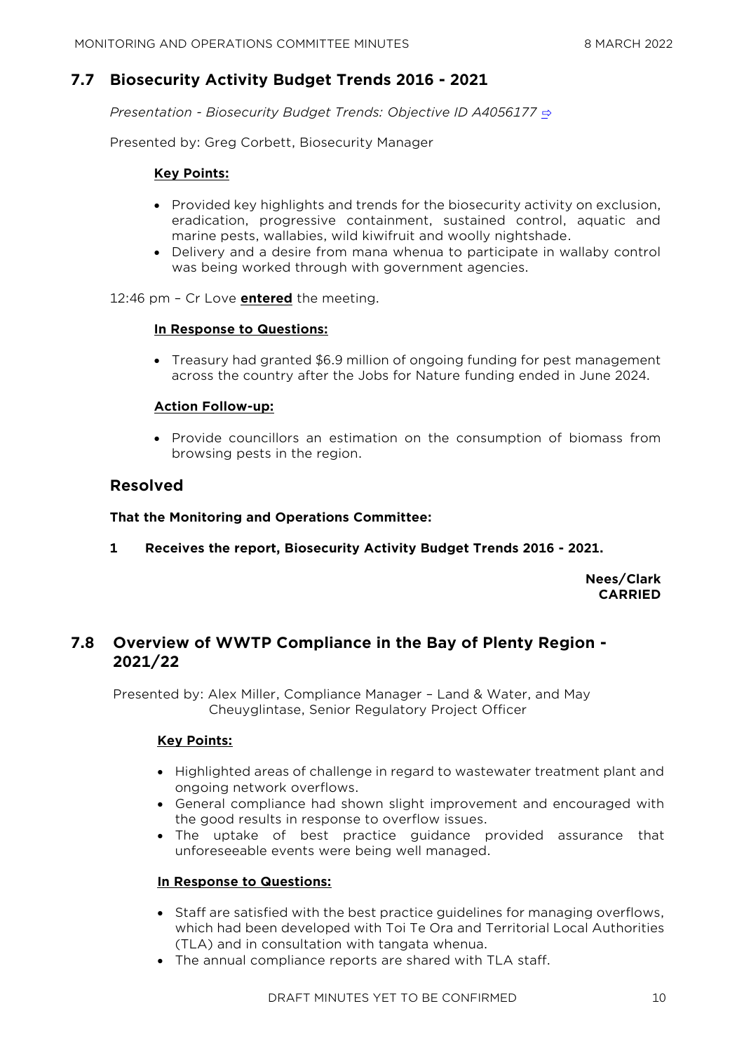## 7.7 Biosecurity Activity Budget Trends 2016 - 2021

*Presentation - Biosecurity Budget Trends: Objective ID A4056177* ⇨

Presented by: Greg Corbett, Biosecurity Manager

**Key Points:**

- Provided key highlights and trends for the biosecurity activity on exclusion, eradication, progressive containment, sustained control, aquatic and marine pests, wallabies, wild kiwifruit and woolly nightshade.
- Delivery and a desire from mana whenua to participate in wallaby control was being worked through with government agencies.

12:46 pm – Cr Love **entered** the meeting.

**In Response to Questions:**

- Treasury had granted $6.9 million of ongoing funding for pest management across the country after the Jobs for Nature funding ended in June 2024.

**Action Follow-up:**

- Provide councillors an estimation on the consumption of biomass from browsing pests in the region.

### Resolved

**That the Monitoring and Operations Committee:**

**1 Receives the report, Biosecurity Activity Budget Trends 2016 - 2021.**

**Nees/Clark**
**CARRIED**

## 7.8 Overview of WWTP Compliance in the Bay of Plenty Region - 2021/22

Presented by: Alex Miller, Compliance Manager – Land & Water, and May Cheuyglintase, Senior Regulatory Project Officer

**Key Points:**

- Highlighted areas of challenge in regard to wastewater treatment plant and ongoing network overflows.
- General compliance had shown slight improvement and encouraged with the good results in response to overflow issues.
- The uptake of best practice guidance provided assurance that unforeseeable events were being well managed.

**In Response to Questions:**

- Staff are satisfied with the best practice guidelines for managing overflows, which had been developed with Toi Te Ora and Territorial Local Authorities (TLA) and in consultation with tangata whenua.
- The annual compliance reports are shared with TLA staff.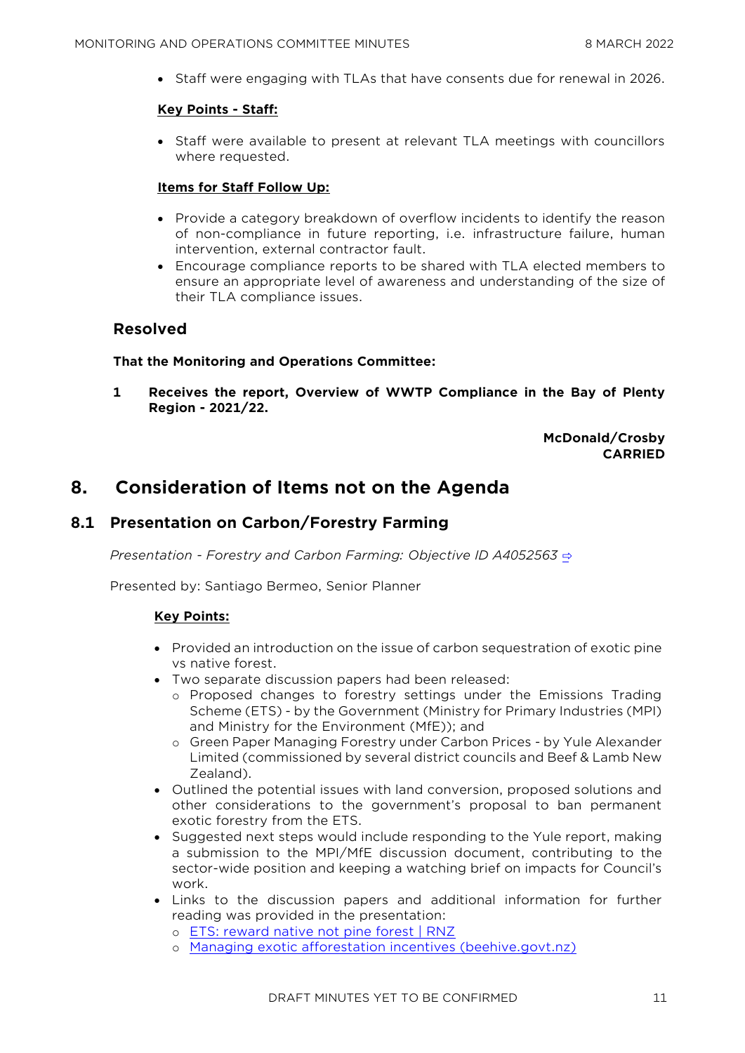- Staff were engaging with TLAs that have consents due for renewal in 2026.

**Key Points - Staff:**

- Staff were available to present at relevant TLA meetings with councillors where requested.

**Items for Staff Follow Up:**

- Provide a category breakdown of overflow incidents to identify the reason of non-compliance in future reporting, i.e. infrastructure failure, human intervention, external contractor fault.
- Encourage compliance reports to be shared with TLA elected members to ensure an appropriate level of awareness and understanding of the size of their TLA compliance issues.

### Resolved

**That the Monitoring and Operations Committee:**

**1 Receives the report, Overview of WWTP Compliance in the Bay of Plenty Region - 2021/22.**

**McDonald/Crosby**
**CARRIED**

# 8. Consideration of Items not on the Agenda

## 8.1 Presentation on Carbon/Forestry Farming

*Presentation - Forestry and Carbon Farming: Objective ID A4052563* ⇨

Presented by: Santiago Bermeo, Senior Planner

**Key Points:**

- Provided an introduction on the issue of carbon sequestration of exotic pine vs native forest.
- Two separate discussion papers had been released:
  - Proposed changes to forestry settings under the Emissions Trading Scheme (ETS) - by the Government (Ministry for Primary Industries (MPI) and Ministry for the Environment (MfE)); and
  - Green Paper Managing Forestry under Carbon Prices - by Yule Alexander Limited (commissioned by several district councils and Beef & Lamb New Zealand).
- Outlined the potential issues with land conversion, proposed solutions and other considerations to the government's proposal to ban permanent exotic forestry from the ETS.
- Suggested next steps would include responding to the Yule report, making a submission to the MPI/MfE discussion document, contributing to the sector-wide position and keeping a watching brief on impacts for Council's work.
- Links to the discussion papers and additional information for further reading was provided in the presentation:
  - ETS: reward native not pine forest | RNZ
  - Managing exotic afforestation incentives (beehive.govt.nz)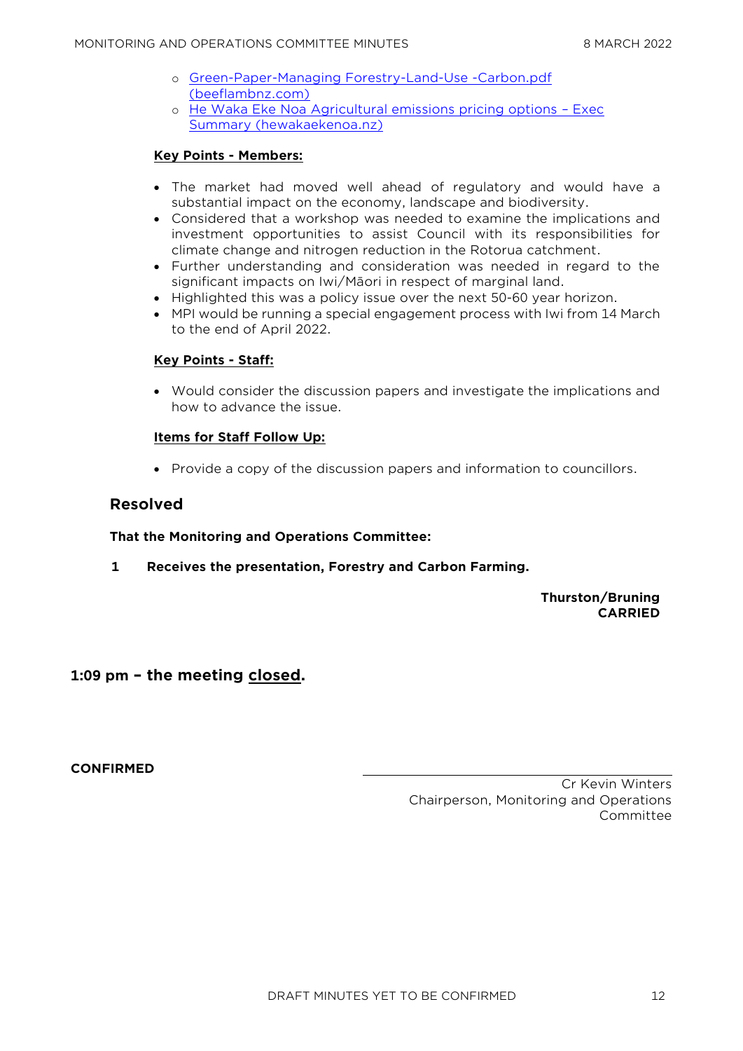- [Green-Paper-Managing Forestry-Land-Use -Carbon.pdf (beeflambnz.com)]()
  - [He Waka Eke Noa Agricultural emissions pricing options – Exec Summary (hewakaekenoa.nz)]()

**Key Points - Members:**

- The market had moved well ahead of regulatory and would have a substantial impact on the economy, landscape and biodiversity.
- Considered that a workshop was needed to examine the implications and investment opportunities to assist Council with its responsibilities for climate change and nitrogen reduction in the Rotorua catchment.
- Further understanding and consideration was needed in regard to the significant impacts on Iwi/Māori in respect of marginal land.
- Highlighted this was a policy issue over the next 50-60 year horizon.
- MPI would be running a special engagement process with Iwi from 14 March to the end of April 2022.

**Key Points - Staff:**

- Would consider the discussion papers and investigate the implications and how to advance the issue.

**Items for Staff Follow Up:**

- Provide a copy of the discussion papers and information to councillors.

## Resolved

**That the Monitoring and Operations Committee:**

**1 Receives the presentation, Forestry and Carbon Farming.**

**Thurston/Bruning**
**CARRIED**

**1:09 pm – the meeting closed.**

**CONFIRMED**

Cr Kevin Winters
Chairperson, Monitoring and Operations Committee

DRAFT MINUTES YET TO BE CONFIRMED